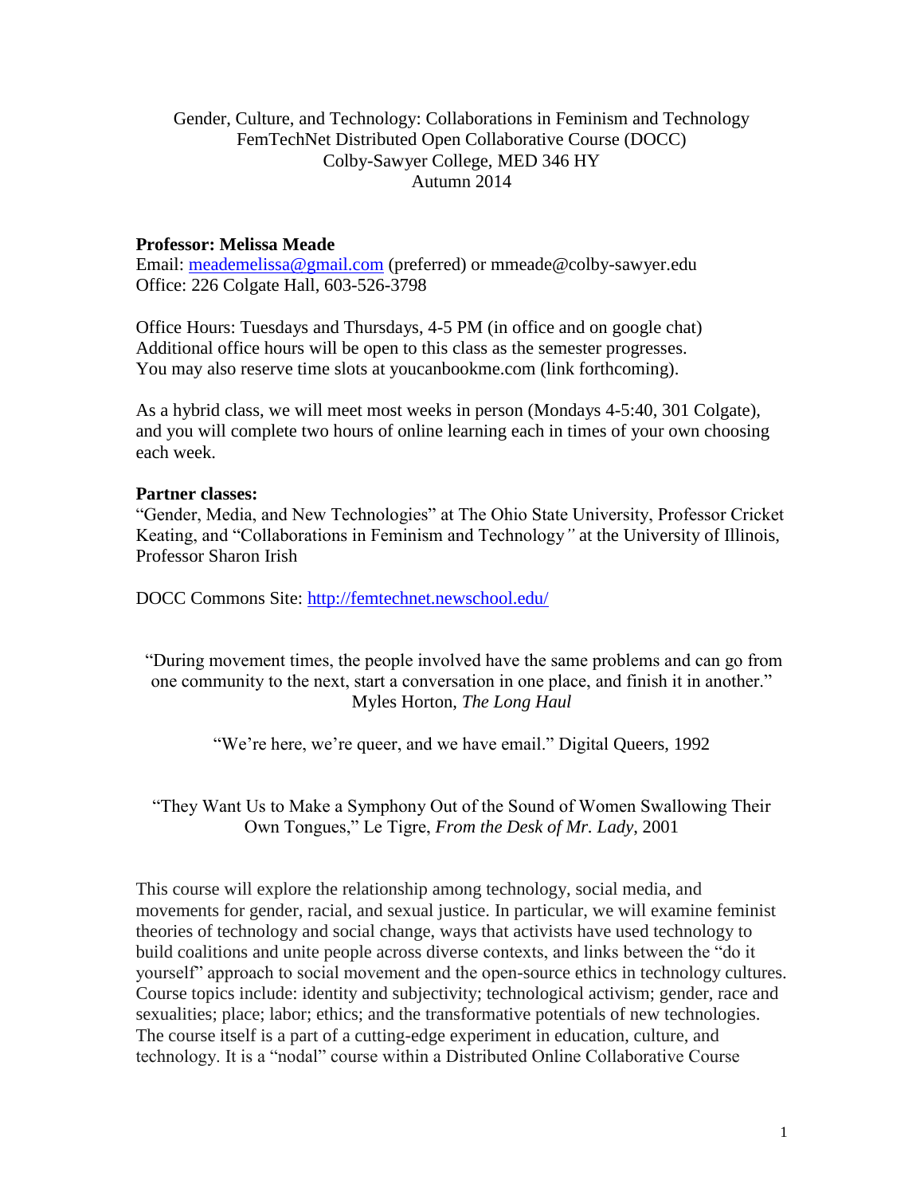Gender, Culture, and Technology: Collaborations in Feminism and Technology
FemTechNet Distributed Open Collaborative Course (DOCC)
Colby-Sawyer College, MED 346 HY
Autumn 2014

**Professor: Melissa Meade**
Email: meademelissa@gmail.com (preferred) or mmeade@colby-sawyer.edu
Office: 226 Colgate Hall, 603-526-3798

Office Hours: Tuesdays and Thursdays, 4-5 PM (in office and on google chat)
Additional office hours will be open to this class as the semester progresses.
You may also reserve time slots at youcanbookme.com (link forthcoming).

As a hybrid class, we will meet most weeks in person (Mondays 4-5:40, 301 Colgate), and you will complete two hours of online learning each in times of your own choosing each week.

**Partner classes:**
"Gender, Media, and New Technologies" at The Ohio State University, Professor Cricket Keating, and "Collaborations in Feminism and Technology*"* at the University of Illinois, Professor Sharon Irish

DOCC Commons Site: http://femtechnet.newschool.edu/

"During movement times, the people involved have the same problems and can go from one community to the next, start a conversation in one place, and finish it in another." Myles Horton, *The Long Haul*

"We're here, we're queer, and we have email." Digital Queers, 1992

"They Want Us to Make a Symphony Out of the Sound of Women Swallowing Their Own Tongues," Le Tigre, *From the Desk of Mr. Lady*, 2001

This course will explore the relationship among technology, social media, and movements for gender, racial, and sexual justice. In particular, we will examine feminist theories of technology and social change, ways that activists have used technology to build coalitions and unite people across diverse contexts, and links between the "do it yourself" approach to social movement and the open-source ethics in technology cultures. Course topics include: identity and subjectivity; technological activism; gender, race and sexualities; place; labor; ethics; and the transformative potentials of new technologies. The course itself is a part of a cutting-edge experiment in education, culture, and technology. It is a "nodal" course within a Distributed Online Collaborative Course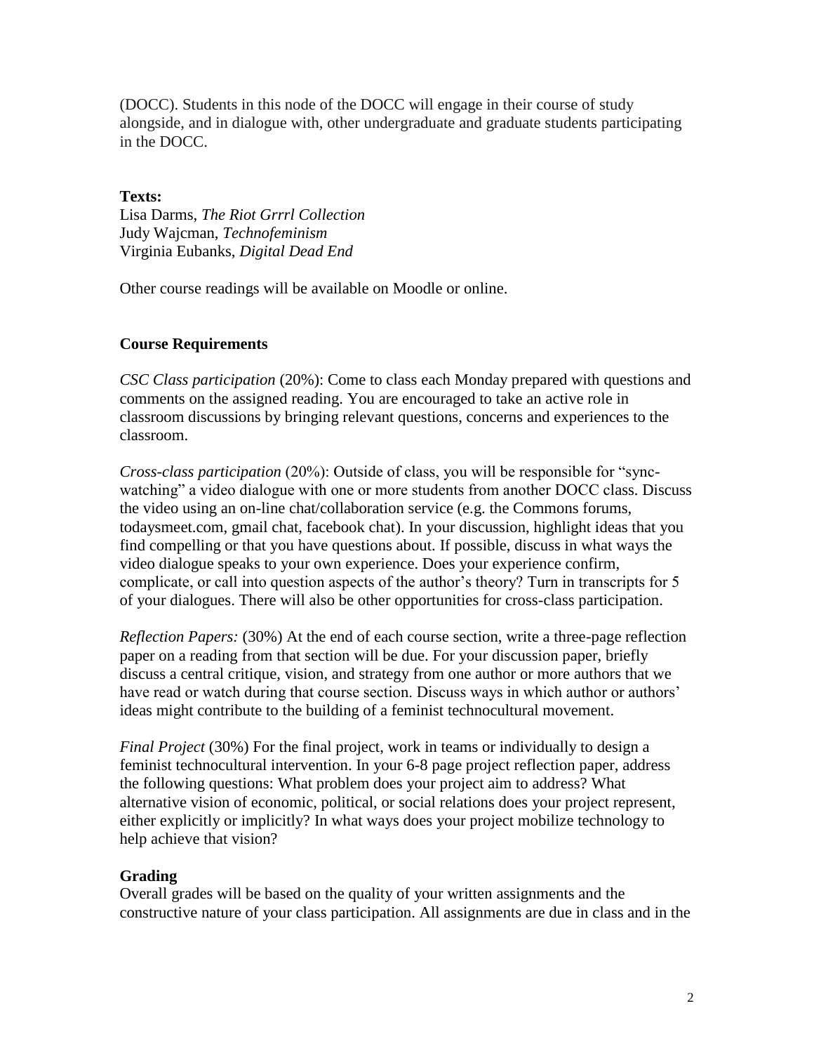(DOCC). Students in this node of the DOCC will engage in their course of study alongside, and in dialogue with, other undergraduate and graduate students participating in the DOCC.

**Texts:**
Lisa Darms, *The Riot Grrrl Collection*
Judy Wajcman, *Technofeminism*
Virginia Eubanks, *Digital Dead End*

Other course readings will be available on Moodle or online.

## Course Requirements

*CSC Class participation* (20%): Come to class each Monday prepared with questions and comments on the assigned reading. You are encouraged to take an active role in classroom discussions by bringing relevant questions, concerns and experiences to the classroom.

*Cross-class participation* (20%): Outside of class, you will be responsible for "sync-watching" a video dialogue with one or more students from another DOCC class. Discuss the video using an on-line chat/collaboration service (e.g. the Commons forums, todaysmeet.com, gmail chat, facebook chat). In your discussion, highlight ideas that you find compelling or that you have questions about. If possible, discuss in what ways the video dialogue speaks to your own experience. Does your experience confirm, complicate, or call into question aspects of the author's theory? Turn in transcripts for 5 of your dialogues. There will also be other opportunities for cross-class participation.

*Reflection Papers:* (30%) At the end of each course section, write a three-page reflection paper on a reading from that section will be due. For your discussion paper, briefly discuss a central critique, vision, and strategy from one author or more authors that we have read or watch during that course section. Discuss ways in which author or authors' ideas might contribute to the building of a feminist technocultural movement.

*Final Project* (30%) For the final project, work in teams or individually to design a feminist technocultural intervention. In your 6-8 page project reflection paper, address the following questions: What problem does your project aim to address? What alternative vision of economic, political, or social relations does your project represent, either explicitly or implicitly? In what ways does your project mobilize technology to help achieve that vision?

## Grading

Overall grades will be based on the quality of your written assignments and the constructive nature of your class participation. All assignments are due in class and in the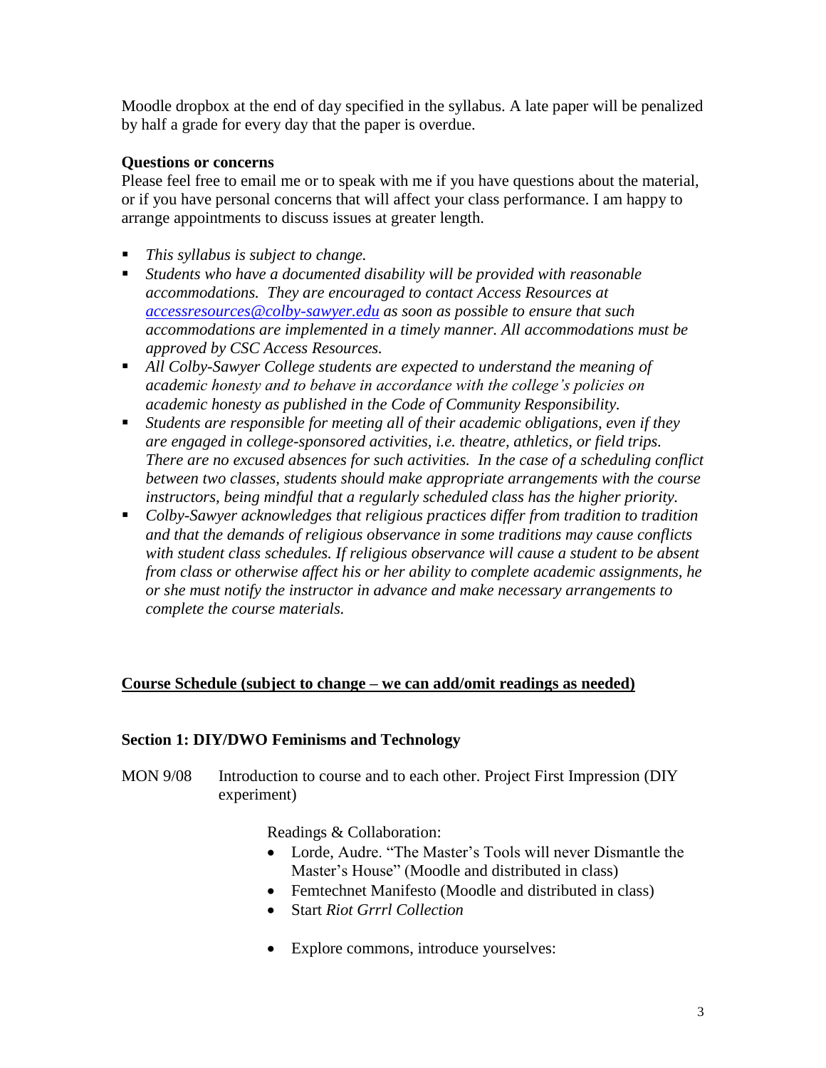Moodle dropbox at the end of day specified in the syllabus. A late paper will be penalized by half a grade for every day that the paper is overdue.

**Questions or concerns**

Please feel free to email me or to speak with me if you have questions about the material, or if you have personal concerns that will affect your class performance. I am happy to arrange appointments to discuss issues at greater length.

- *This syllabus is subject to change.*
- *Students who have a documented disability will be provided with reasonable accommodations. They are encouraged to contact Access Resources at [accessresources@colby-sawyer.edu](mailto:accessresources@colby-sawyer.edu) as soon as possible to ensure that such accommodations are implemented in a timely manner. All accommodations must be approved by CSC Access Resources.*
- *All Colby-Sawyer College students are expected to understand the meaning of academic honesty and to behave in accordance with the college's policies on academic honesty as published in the Code of Community Responsibility.*
- *Students are responsible for meeting all of their academic obligations, even if they are engaged in college-sponsored activities, i.e. theatre, athletics, or field trips. There are no excused absences for such activities. In the case of a scheduling conflict between two classes, students should make appropriate arrangements with the course instructors, being mindful that a regularly scheduled class has the higher priority.*
- *Colby-Sawyer acknowledges that religious practices differ from tradition to tradition and that the demands of religious observance in some traditions may cause conflicts with student class schedules. If religious observance will cause a student to be absent from class or otherwise affect his or her ability to complete academic assignments, he or she must notify the instructor in advance and make necessary arrangements to complete the course materials.*

**Course Schedule (subject to change – we can add/omit readings as needed)**

### Section 1: DIY/DWO Feminisms and Technology

MON 9/08 Introduction to course and to each other. Project First Impression (DIY experiment)

Readings & Collaboration:

- Lorde, Audre. "The Master's Tools will never Dismantle the Master's House" (Moodle and distributed in class)
- Femtechnet Manifesto (Moodle and distributed in class)
- Start *Riot Grrrl Collection*
- Explore commons, introduce yourselves: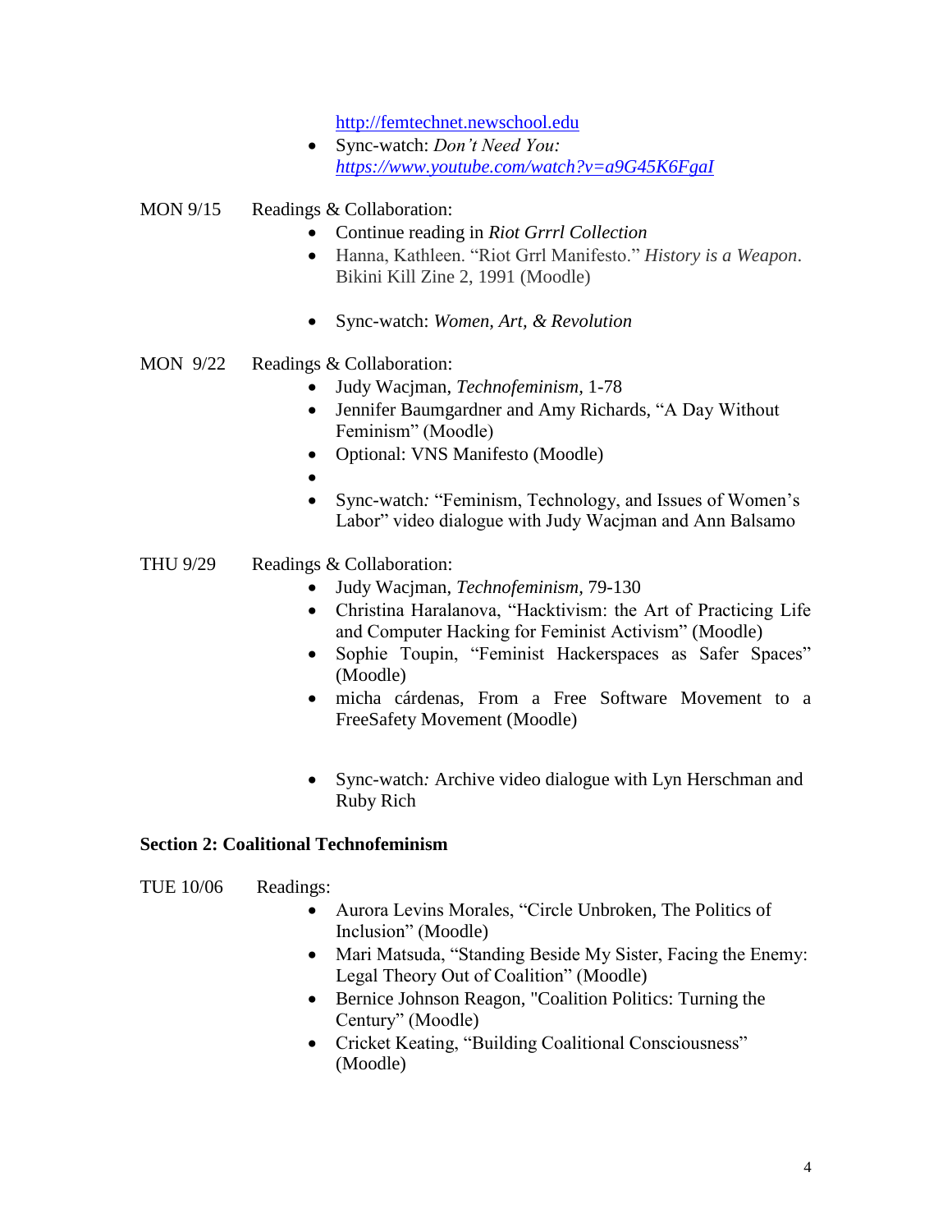- http://femtechnet.newschool.edu
- Sync-watch: *Don't Need You: https://www.youtube.com/watch?v=a9G45K6FgaI*

MON 9/15 Readings & Collaboration:

- Continue reading in *Riot Grrrl Collection*
- Hanna, Kathleen. "Riot Grrl Manifesto." *History is a Weapon*. Bikini Kill Zine 2, 1991 (Moodle)
- Sync-watch: *Women, Art, & Revolution*

MON 9/22 Readings & Collaboration:

- Judy Wacjman, *Technofeminism,* 1-78
- Jennifer Baumgardner and Amy Richards, "A Day Without Feminism" (Moodle)
- Optional: VNS Manifesto (Moodle)
- Sync-watch*:* "Feminism, Technology, and Issues of Women's Labor" video dialogue with Judy Wacjman and Ann Balsamo

THU 9/29 Readings & Collaboration:

- Judy Wacjman, *Technofeminism,* 79-130
- Christina Haralanova, "Hacktivism: the Art of Practicing Life and Computer Hacking for Feminist Activism" (Moodle)
- Sophie Toupin, "Feminist Hackerspaces as Safer Spaces" (Moodle)
- micha cárdenas, From a Free Software Movement to a FreeSafety Movement (Moodle)
- Sync-watch*:* Archive video dialogue with Lyn Herschman and Ruby Rich

**Section 2: Coalitional Technofeminism**

TUE 10/06 Readings:

- Aurora Levins Morales, "Circle Unbroken, The Politics of Inclusion" (Moodle)
- Mari Matsuda, "Standing Beside My Sister, Facing the Enemy: Legal Theory Out of Coalition" (Moodle)
- Bernice Johnson Reagon, "Coalition Politics: Turning the Century" (Moodle)
- Cricket Keating, "Building Coalitional Consciousness" (Moodle)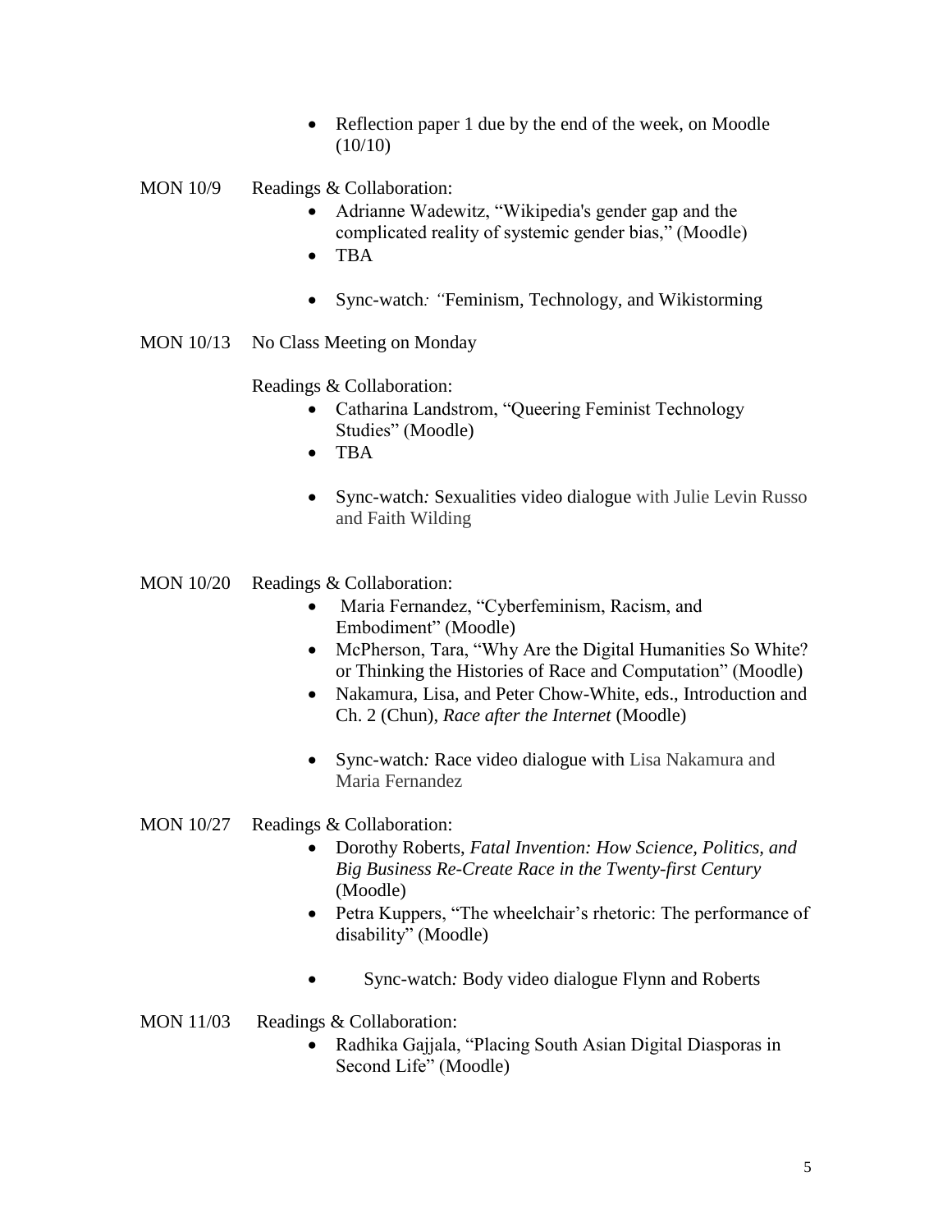- Reflection paper 1 due by the end of the week, on Moodle (10/10)

MON 10/9 Readings & Collaboration:

- Adrianne Wadewitz, "Wikipedia's gender gap and the complicated reality of systemic gender bias," (Moodle)
- TBA

- Sync-watch*: "*Feminism, Technology, and Wikistorming

MON 10/13 No Class Meeting on Monday

Readings & Collaboration:

- Catharina Landstrom, "Queering Feminist Technology Studies" (Moodle)
- TBA

- Sync-watch*:* Sexualities video dialogue with Julie Levin Russo and Faith Wilding

MON 10/20 Readings & Collaboration:

- Maria Fernandez, "Cyberfeminism, Racism, and Embodiment" (Moodle)
- McPherson, Tara, "Why Are the Digital Humanities So White? or Thinking the Histories of Race and Computation" (Moodle)
- Nakamura, Lisa, and Peter Chow-White, eds., Introduction and Ch. 2 (Chun), *Race after the Internet* (Moodle)

- Sync-watch*:* Race video dialogue with Lisa Nakamura and Maria Fernandez

MON 10/27 Readings & Collaboration:

- Dorothy Roberts, *Fatal Invention: How Science, Politics, and Big Business Re-Create Race in the Twenty-first Century* (Moodle)
- Petra Kuppers, "The wheelchair's rhetoric: The performance of disability" (Moodle)

- Sync-watch*:* Body video dialogue Flynn and Roberts

MON 11/03 Readings & Collaboration:

- Radhika Gajjala, "Placing South Asian Digital Diasporas in Second Life" (Moodle)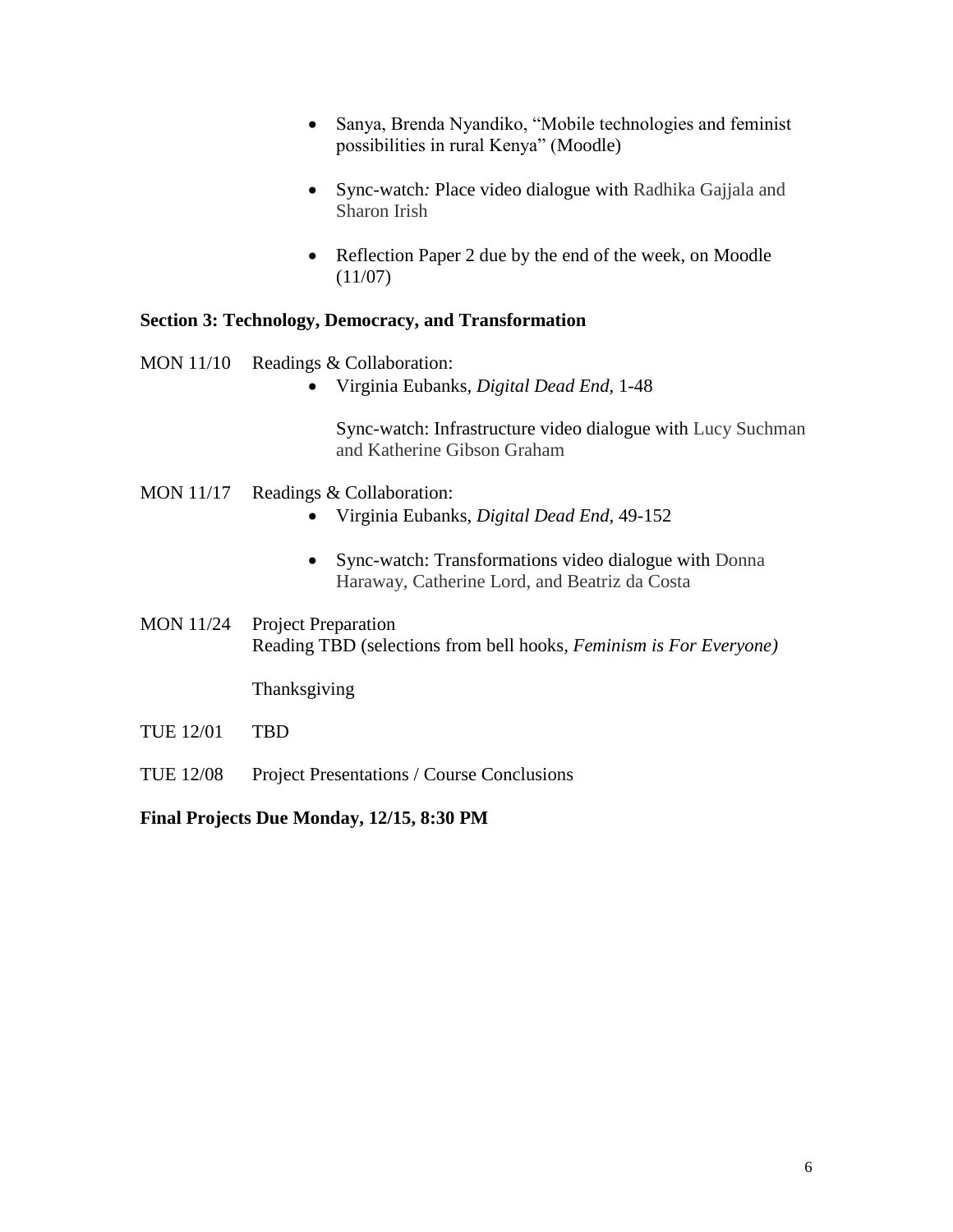- Sanya, Brenda Nyandiko, "Mobile technologies and feminist possibilities in rural Kenya" (Moodle)
- Sync-watch*:* Place video dialogue with Radhika Gajjala and Sharon Irish
- Reflection Paper 2 due by the end of the week, on Moodle (11/07)

**Section 3: Technology, Democracy, and Transformation**

MON 11/10 Readings & Collaboration:

- Virginia Eubanks, *Digital Dead End*, 1-48

  Sync-watch: Infrastructure video dialogue with Lucy Suchman and Katherine Gibson Graham

MON 11/17 Readings & Collaboration:

- Virginia Eubanks, *Digital Dead End,* 49-152
- Sync-watch: Transformations video dialogue with Donna Haraway, Catherine Lord, and Beatriz da Costa

MON 11/24 Project Preparation
Reading TBD (selections from bell hooks, *Feminism is For Everyone)*

Thanksgiving

TUE 12/01 TBD

TUE 12/08 Project Presentations / Course Conclusions

**Final Projects Due Monday, 12/15, 8:30 PM**